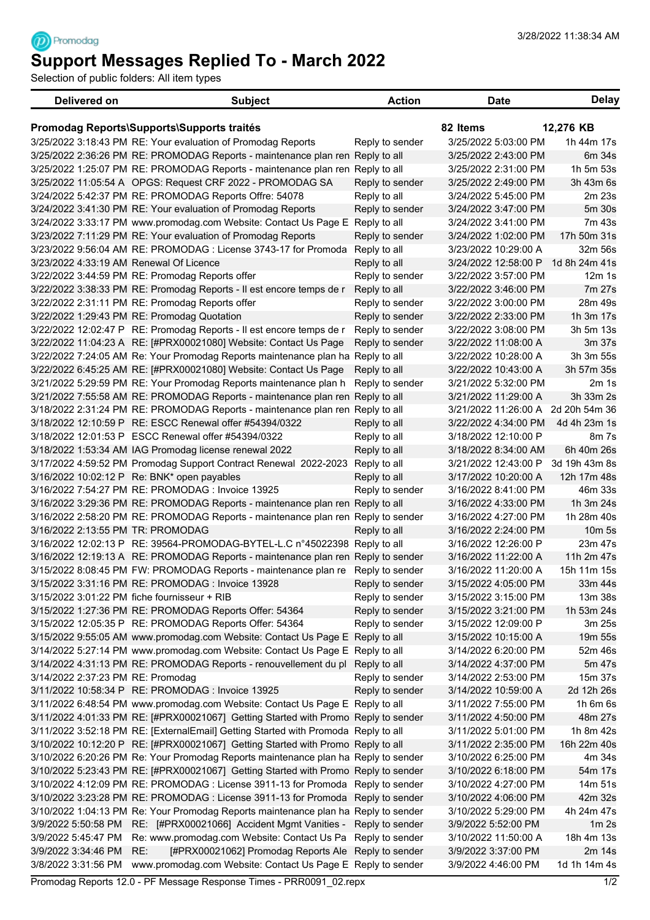Promodag

# Support Messages Replied To - March 2022

Selection of public folders: All item types

| Delivered on | Subject | Action | Date | Delay |
|---|---|---|---|---|
| **Promodag Reports\Supports\Supports traités** | | | **82 Items** | **12,276 KB** |
| 3/25/2022 3:18:43 PM | RE: Your evaluation of Promodag Reports | Reply to sender | 3/25/2022 5:03:00 PM | 1h 44m 17s |
| 3/25/2022 2:36:26 PM | RE: PROMODAG Reports - maintenance plan ren | Reply to all | 3/25/2022 2:43:00 PM | 6m 34s |
| 3/25/2022 1:25:07 PM | RE: PROMODAG Reports - maintenance plan ren | Reply to all | 3/25/2022 2:31:00 PM | 1h 5m 53s |
| 3/25/2022 11:05:54 A | OPGS: Request CRF 2022 - PROMODAG SA | Reply to sender | 3/25/2022 2:49:00 PM | 3h 43m 6s |
| 3/24/2022 5:42:37 PM | RE: PROMODAG Reports Offre: 54078 | Reply to all | 3/24/2022 5:45:00 PM | 2m 23s |
| 3/24/2022 3:41:30 PM | RE: Your evaluation of Promodag Reports | Reply to sender | 3/24/2022 3:47:00 PM | 5m 30s |
| 3/24/2022 3:33:17 PM | www.promodag.com Website: Contact Us Page E | Reply to all | 3/24/2022 3:41:00 PM | 7m 43s |
| 3/23/2022 7:11:29 PM | RE: Your evaluation of Promodag Reports | Reply to sender | 3/24/2022 1:02:00 PM | 17h 50m 31s |
| 3/23/2022 9:56:04 AM | RE: PROMODAG : License 3743-17 for Promoda | Reply to all | 3/23/2022 10:29:00 A | 32m 56s |
| 3/23/2022 4:33:19 AM | Renewal Of Licence | Reply to all | 3/24/2022 12:58:00 P | 1d 8h 24m 41s |
| 3/22/2022 3:44:59 PM | RE: Promodag Reports offer | Reply to sender | 3/22/2022 3:57:00 PM | 12m 1s |
| 3/22/2022 3:38:33 PM | RE: Promodag Reports - Il est encore temps de r | Reply to all | 3/22/2022 3:46:00 PM | 7m 27s |
| 3/22/2022 2:31:11 PM | RE: Promodag Reports offer | Reply to sender | 3/22/2022 3:00:00 PM | 28m 49s |
| 3/22/2022 1:29:43 PM | RE: Promodag Quotation | Reply to sender | 3/22/2022 2:33:00 PM | 1h 3m 17s |
| 3/22/2022 12:02:47 P | RE: Promodag Reports - Il est encore temps de r | Reply to sender | 3/22/2022 3:08:00 PM | 3h 5m 13s |
| 3/22/2022 11:04:23 A | RE: [#PRX00021080] Website: Contact Us Page | Reply to sender | 3/22/2022 11:08:00 A | 3m 37s |
| 3/22/2022 7:24:05 AM | Re: Your Promodag Reports maintenance plan ha | Reply to all | 3/22/2022 10:28:00 A | 3h 3m 55s |
| 3/22/2022 6:45:25 AM | RE: [#PRX00021080] Website: Contact Us Page | Reply to all | 3/22/2022 10:43:00 A | 3h 57m 35s |
| 3/21/2022 5:29:59 PM | RE: Your Promodag Reports maintenance plan h | Reply to sender | 3/21/2022 5:32:00 PM | 2m 1s |
| 3/21/2022 7:55:58 AM | RE: PROMODAG Reports - maintenance plan ren | Reply to all | 3/21/2022 11:29:00 A | 3h 33m 2s |
| 3/18/2022 2:31:24 PM | RE: PROMODAG Reports - maintenance plan ren | Reply to all | 3/21/2022 11:26:00 A | 2d 20h 54m 36 |
| 3/18/2022 12:10:59 P | RE: ESCC Renewal offer #54394/0322 | Reply to all | 3/22/2022 4:34:00 PM | 4d 4h 23m 1s |
| 3/18/2022 12:01:53 P | ESCC Renewal offer #54394/0322 | Reply to all | 3/18/2022 12:10:00 P | 8m 7s |
| 3/18/2022 1:53:34 AM | IAG Promodag license renewal 2022 | Reply to all | 3/18/2022 8:34:00 AM | 6h 40m 26s |
| 3/17/2022 4:59:52 PM | Promodag Support Contract Renewal 2022-2023 | Reply to all | 3/21/2022 12:43:00 P | 3d 19h 43m 8s |
| 3/16/2022 10:02:12 P | Re: BNK* open payables | Reply to all | 3/17/2022 10:20:00 A | 12h 17m 48s |
| 3/16/2022 7:54:27 PM | RE: PROMODAG : Invoice 13925 | Reply to sender | 3/16/2022 8:41:00 PM | 46m 33s |
| 3/16/2022 3:29:36 PM | RE: PROMODAG Reports - maintenance plan ren | Reply to all | 3/16/2022 4:33:00 PM | 1h 3m 24s |
| 3/16/2022 2:58:20 PM | RE: PROMODAG Reports - maintenance plan ren | Reply to sender | 3/16/2022 4:27:00 PM | 1h 28m 40s |
| 3/16/2022 2:13:55 PM | TR: PROMODAG | Reply to all | 3/16/2022 2:24:00 PM | 10m 5s |
| 3/16/2022 12:02:13 P | RE: 39564-PROMODAG-BYTEL-L.C n°45022398 | Reply to all | 3/16/2022 12:26:00 P | 23m 47s |
| 3/16/2022 12:19:13 A | RE: PROMODAG Reports - maintenance plan ren | Reply to sender | 3/16/2022 11:22:00 A | 11h 2m 47s |
| 3/15/2022 8:08:45 PM | FW: PROMODAG Reports - maintenance plan re | Reply to sender | 3/16/2022 11:20:00 A | 15h 11m 15s |
| 3/15/2022 3:31:16 PM | RE: PROMODAG : Invoice 13928 | Reply to sender | 3/15/2022 4:05:00 PM | 33m 44s |
| 3/15/2022 3:01:22 PM | fiche fournisseur + RIB | Reply to sender | 3/15/2022 3:15:00 PM | 13m 38s |
| 3/15/2022 1:27:36 PM | RE: PROMODAG Reports Offer: 54364 | Reply to sender | 3/15/2022 3:21:00 PM | 1h 53m 24s |
| 3/15/2022 12:05:35 P | RE: PROMODAG Reports Offer: 54364 | Reply to sender | 3/15/2022 12:09:00 P | 3m 25s |
| 3/15/2022 9:55:05 AM | www.promodag.com Website: Contact Us Page E | Reply to all | 3/15/2022 10:15:00 A | 19m 55s |
| 3/14/2022 5:27:14 PM | www.promodag.com Website: Contact Us Page E | Reply to all | 3/14/2022 6:20:00 PM | 52m 46s |
| 3/14/2022 4:31:13 PM | RE: PROMODAG Reports - renouvellement du pl | Reply to all | 3/14/2022 4:37:00 PM | 5m 47s |
| 3/14/2022 2:37:23 PM | RE: Promodag | Reply to sender | 3/14/2022 2:53:00 PM | 15m 37s |
| 3/11/2022 10:58:34 P | RE: PROMODAG : Invoice 13925 | Reply to sender | 3/14/2022 10:59:00 A | 2d 12h 26s |
| 3/11/2022 6:48:54 PM | www.promodag.com Website: Contact Us Page E | Reply to all | 3/11/2022 7:55:00 PM | 1h 6m 6s |
| 3/11/2022 4:01:33 PM | RE: [#PRX00021067] Getting Started with Promo | Reply to sender | 3/11/2022 4:50:00 PM | 48m 27s |
| 3/11/2022 3:52:18 PM | RE: [ExternalEmail] Getting Started with Promoda | Reply to all | 3/11/2022 5:01:00 PM | 1h 8m 42s |
| 3/10/2022 10:12:20 P | RE: [#PRX00021067] Getting Started with Promo | Reply to all | 3/11/2022 2:35:00 PM | 16h 22m 40s |
| 3/10/2022 6:20:26 PM | Re: Your Promodag Reports maintenance plan ha | Reply to sender | 3/10/2022 6:25:00 PM | 4m 34s |
| 3/10/2022 5:23:43 PM | RE: [#PRX00021067] Getting Started with Promo | Reply to sender | 3/10/2022 6:18:00 PM | 54m 17s |
| 3/10/2022 4:12:09 PM | RE: PROMODAG : License 3911-13 for Promoda | Reply to sender | 3/10/2022 4:27:00 PM | 14m 51s |
| 3/10/2022 3:23:28 PM | RE: PROMODAG : License 3911-13 for Promoda | Reply to sender | 3/10/2022 4:06:00 PM | 42m 32s |
| 3/10/2022 1:04:13 PM | Re: Your Promodag Reports maintenance plan ha | Reply to sender | 3/10/2022 5:29:00 PM | 4h 24m 47s |
| 3/9/2022 5:50:58 PM | RE: [#PRX00021066] Accident Mgmt Vanities - | Reply to sender | 3/9/2022 5:52:00 PM | 1m 2s |
| 3/9/2022 5:45:47 PM | Re: www.promodag.com Website: Contact Us Pa | Reply to sender | 3/10/2022 11:50:00 A | 18h 4m 13s |
| 3/9/2022 3:34:46 PM | RE: [#PRX00021062] Promodag Reports Ale | Reply to sender | 3/9/2022 3:37:00 PM | 2m 14s |
| 3/8/2022 3:31:56 PM | www.promodag.com Website: Contact Us Page E | Reply to sender | 3/9/2022 4:46:00 PM | 1d 1h 14m 4s |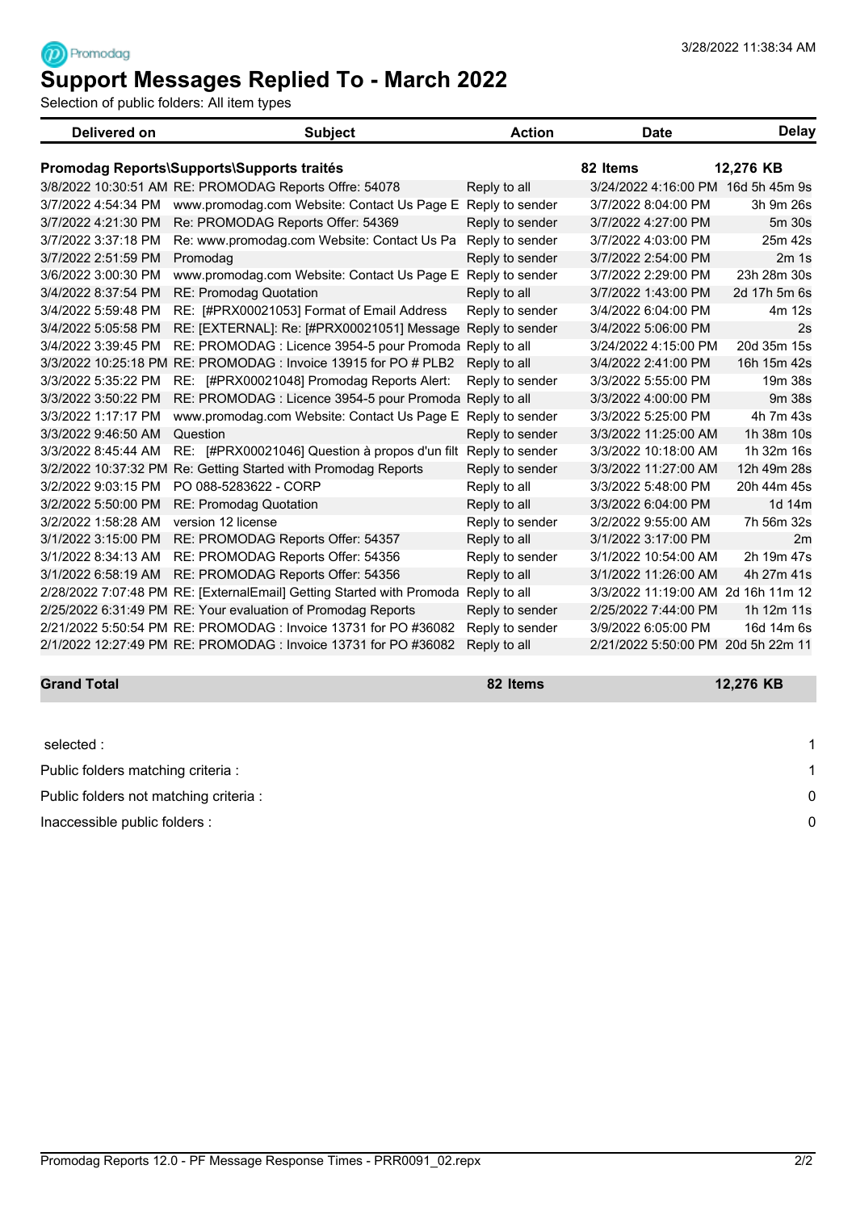# Support Messages Replied To - March 2022

Selection of public folders: All item types

| Delivered on | Subject | Action | Date | Delay |
|---|---|---|---|---|
| **Promodag Reports\Supports\Supports traités** | | | **82 Items** | **12,276 KB** |
| 3/8/2022 10:30:51 AM | RE: PROMODAG Reports Offre: 54078 | Reply to all | 3/24/2022 4:16:00 PM | 16d 5h 45m 9s |
| 3/7/2022 4:54:34 PM | www.promodag.com Website: Contact Us Page E | Reply to sender | 3/7/2022 8:04:00 PM | 3h 9m 26s |
| 3/7/2022 4:21:30 PM | Re: PROMODAG Reports Offer: 54369 | Reply to sender | 3/7/2022 4:27:00 PM | 5m 30s |
| 3/7/2022 3:37:18 PM | Re: www.promodag.com Website: Contact Us Pa | Reply to sender | 3/7/2022 4:03:00 PM | 25m 42s |
| 3/7/2022 2:51:59 PM | Promodag | Reply to sender | 3/7/2022 2:54:00 PM | 2m 1s |
| 3/6/2022 3:00:30 PM | www.promodag.com Website: Contact Us Page E | Reply to sender | 3/7/2022 2:29:00 PM | 23h 28m 30s |
| 3/4/2022 8:37:54 PM | RE: Promodag Quotation | Reply to all | 3/7/2022 1:43:00 PM | 2d 17h 5m 6s |
| 3/4/2022 5:59:48 PM | RE: [#PRX00021053] Format of Email Address | Reply to sender | 3/4/2022 6:04:00 PM | 4m 12s |
| 3/4/2022 5:05:58 PM | RE: [EXTERNAL]: Re: [#PRX00021051] Message | Reply to sender | 3/4/2022 5:06:00 PM | 2s |
| 3/4/2022 3:39:45 PM | RE: PROMODAG : Licence 3954-5 pour Promoda | Reply to all | 3/24/2022 4:15:00 PM | 20d 35m 15s |
| 3/3/2022 10:25:18 PM | RE: PROMODAG : Invoice 13915 for PO # PLB2 | Reply to all | 3/4/2022 2:41:00 PM | 16h 15m 42s |
| 3/3/2022 5:35:22 PM | RE: [#PRX00021048] Promodag Reports Alert: | Reply to sender | 3/3/2022 5:55:00 PM | 19m 38s |
| 3/3/2022 3:50:22 PM | RE: PROMODAG : Licence 3954-5 pour Promoda | Reply to all | 3/3/2022 4:00:00 PM | 9m 38s |
| 3/3/2022 1:17:17 PM | www.promodag.com Website: Contact Us Page E | Reply to sender | 3/3/2022 5:25:00 PM | 4h 7m 43s |
| 3/3/2022 9:46:50 AM | Question | Reply to sender | 3/3/2022 11:25:00 AM | 1h 38m 10s |
| 3/3/2022 8:45:44 AM | RE: [#PRX00021046] Question à propos d'un filt | Reply to sender | 3/3/2022 10:18:00 AM | 1h 32m 16s |
| 3/2/2022 10:37:32 PM | Re: Getting Started with Promodag Reports | Reply to sender | 3/3/2022 11:27:00 AM | 12h 49m 28s |
| 3/2/2022 9:03:15 PM | PO 088-5283622 - CORP | Reply to all | 3/3/2022 5:48:00 PM | 20h 44m 45s |
| 3/2/2022 5:50:00 PM | RE: Promodag Quotation | Reply to all | 3/3/2022 6:04:00 PM | 1d 14m |
| 3/2/2022 1:58:28 AM | version 12 license | Reply to sender | 3/2/2022 9:55:00 AM | 7h 56m 32s |
| 3/1/2022 3:15:00 PM | RE: PROMODAG Reports Offer: 54357 | Reply to all | 3/1/2022 3:17:00 PM | 2m |
| 3/1/2022 8:34:13 AM | RE: PROMODAG Reports Offer: 54356 | Reply to sender | 3/1/2022 10:54:00 AM | 2h 19m 47s |
| 3/1/2022 6:58:19 AM | RE: PROMODAG Reports Offer: 54356 | Reply to all | 3/1/2022 11:26:00 AM | 4h 27m 41s |
| 2/28/2022 7:07:48 PM | RE: [ExternalEmail] Getting Started with Promoda | Reply to all | 3/3/2022 11:19:00 AM | 2d 16h 11m 12 |
| 2/25/2022 6:31:49 PM | RE: Your evaluation of Promodag Reports | Reply to sender | 2/25/2022 7:44:00 PM | 1h 12m 11s |
| 2/21/2022 5:50:54 PM | RE: PROMODAG : Invoice 13731 for PO #36082 | Reply to sender | 3/9/2022 6:05:00 PM | 16d 14m 6s |
| 2/1/2022 12:27:49 PM | RE: PROMODAG : Invoice 13731 for PO #36082 | Reply to all | 2/21/2022 5:50:00 PM | 20d 5h 22m 11 |
| **Grand Total** | | **82 Items** | | **12,276 KB** |

| | |
|---|---|
| selected : | 1 |
| Public folders matching criteria : | 1 |
| Public folders not matching criteria : | 0 |
| Inaccessible public folders : | 0 |